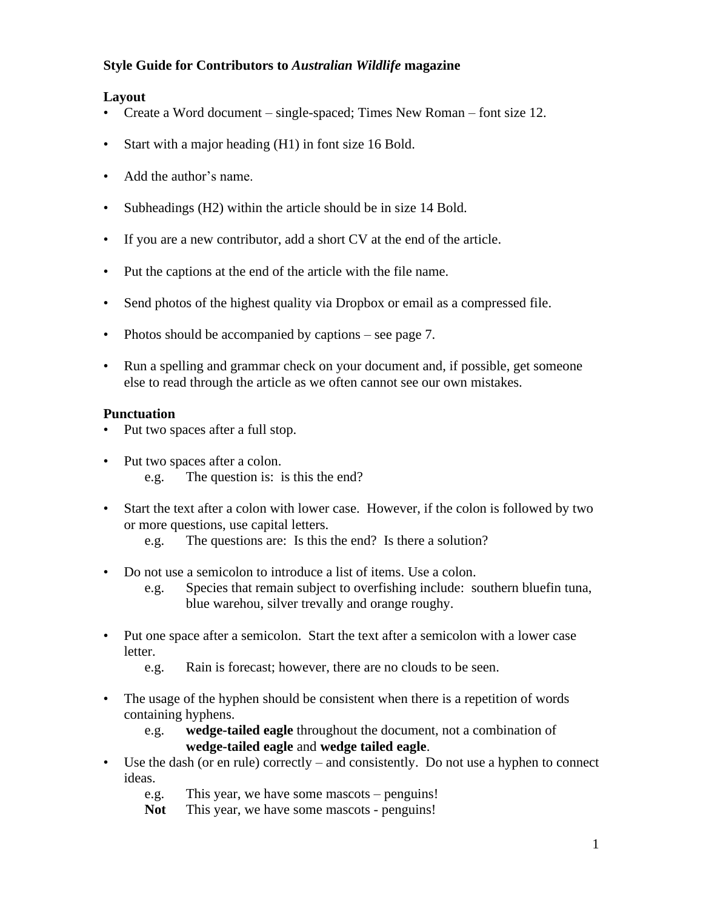# Style Guide for Contributors to *Australian Wildlife* magazine

## Layout

- Create a Word document – single-spaced; Times New Roman – font size 12.
- Start with a major heading (H1) in font size 16 Bold.
- Add the author's name.
- Subheadings (H2) within the article should be in size 14 Bold.
- If you are a new contributor, add a short CV at the end of the article.
- Put the captions at the end of the article with the file name.
- Send photos of the highest quality via Dropbox or email as a compressed file.
- Photos should be accompanied by captions – see page 7.
- Run a spelling and grammar check on your document and, if possible, get someone else to read through the article as we often cannot see our own mistakes.

## Punctuation

- Put two spaces after a full stop.
- Put two spaces after a colon.
  - e.g. The question is:  is this the end?
- Start the text after a colon with lower case.  However, if the colon is followed by two or more questions, use capital letters.
  - e.g. The questions are:  Is this the end?  Is there a solution?
- Do not use a semicolon to introduce a list of items. Use a colon.
  - e.g. Species that remain subject to overfishing include:  southern bluefin tuna, blue warehou, silver trevally and orange roughy.
- Put one space after a semicolon.  Start the text after a semicolon with a lower case letter.
  - e.g. Rain is forecast; however, there are no clouds to be seen.
- The usage of the hyphen should be consistent when there is a repetition of words containing hyphens.
  - e.g. **wedge-tailed eagle** throughout the document, not a combination of **wedge-tailed eagle** and **wedge tailed eagle**.
- Use the dash (or en rule) correctly – and consistently.  Do not use a hyphen to connect ideas.
  - e.g. This year, we have some mascots – penguins!
  - **Not** This year, we have some mascots - penguins!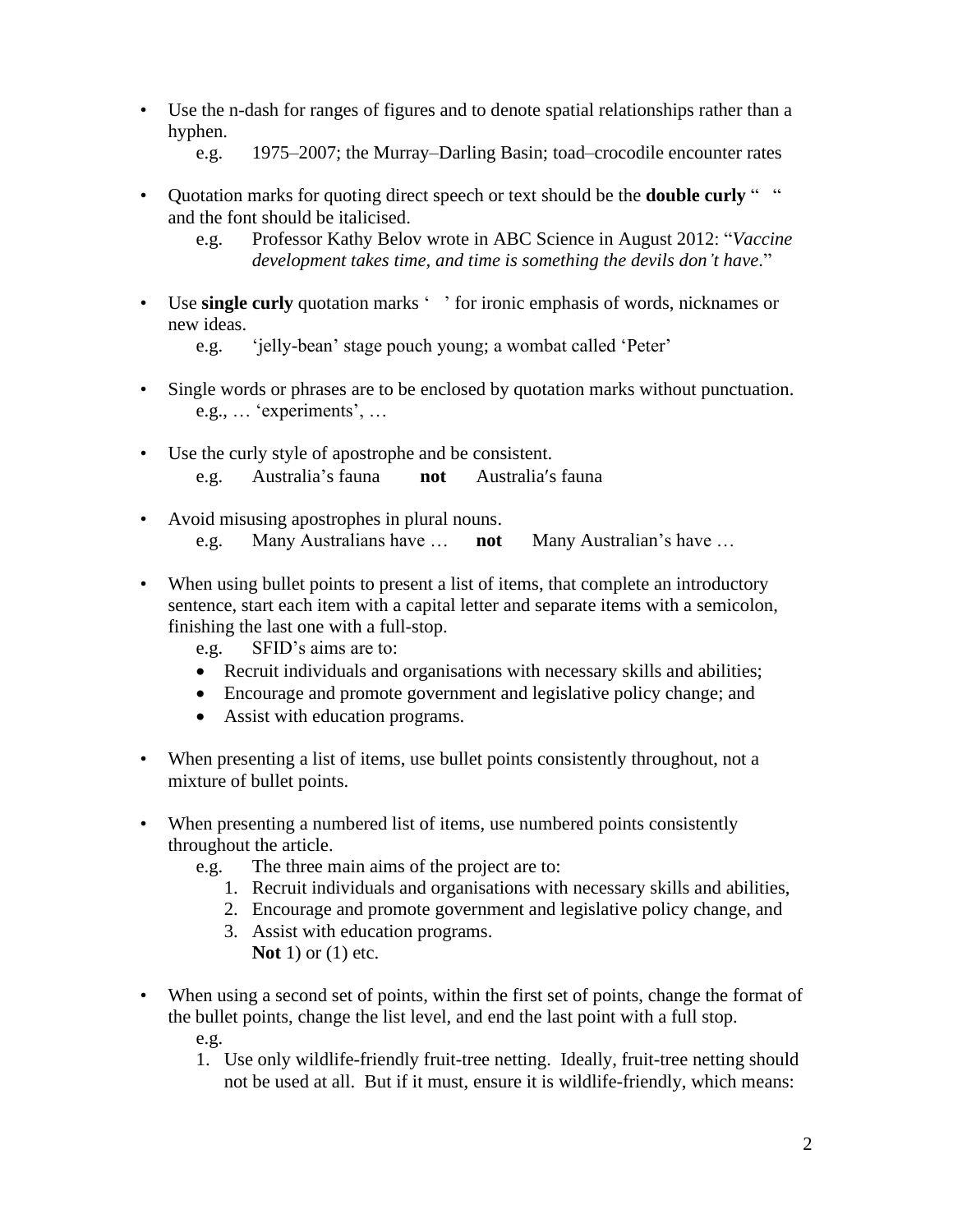- Use the n-dash for ranges of figures and to denote spatial relationships rather than a hyphen.
    e.g. 1975–2007; the Murray–Darling Basin; toad–crocodile encounter rates

- Quotation marks for quoting direct speech or text should be the **double curly** " " and the font should be italicised.
    e.g. Professor Kathy Belov wrote in ABC Science in August 2012: "*Vaccine development takes time, and time is something the devils don't have*."

- Use **single curly** quotation marks ' ' for ironic emphasis of words, nicknames or new ideas.
    e.g. 'jelly-bean' stage pouch young; a wombat called 'Peter'

- Single words or phrases are to be enclosed by quotation marks without punctuation.
    e.g., … 'experiments', …

- Use the curly style of apostrophe and be consistent.
    e.g. Australia's fauna **not** Australia′s fauna

- Avoid misusing apostrophes in plural nouns.
    e.g. Many Australians have … **not** Many Australian's have …

- When using bullet points to present a list of items, that complete an introductory sentence, start each item with a capital letter and separate items with a semicolon, finishing the last one with a full-stop.
    e.g. SFID's aims are to:
    - Recruit individuals and organisations with necessary skills and abilities;
    - Encourage and promote government and legislative policy change; and
    - Assist with education programs.

- When presenting a list of items, use bullet points consistently throughout, not a mixture of bullet points.

- When presenting a numbered list of items, use numbered points consistently throughout the article.
    e.g. The three main aims of the project are to:
    1. Recruit individuals and organisations with necessary skills and abilities,
    2. Encourage and promote government and legislative policy change, and
    3. Assist with education programs.
       **Not** 1) or (1) etc.

- When using a second set of points, within the first set of points, change the format of the bullet points, change the list level, and end the last point with a full stop.
    e.g.
    1. Use only wildlife-friendly fruit-tree netting. Ideally, fruit-tree netting should not be used at all. But if it must, ensure it is wildlife-friendly, which means: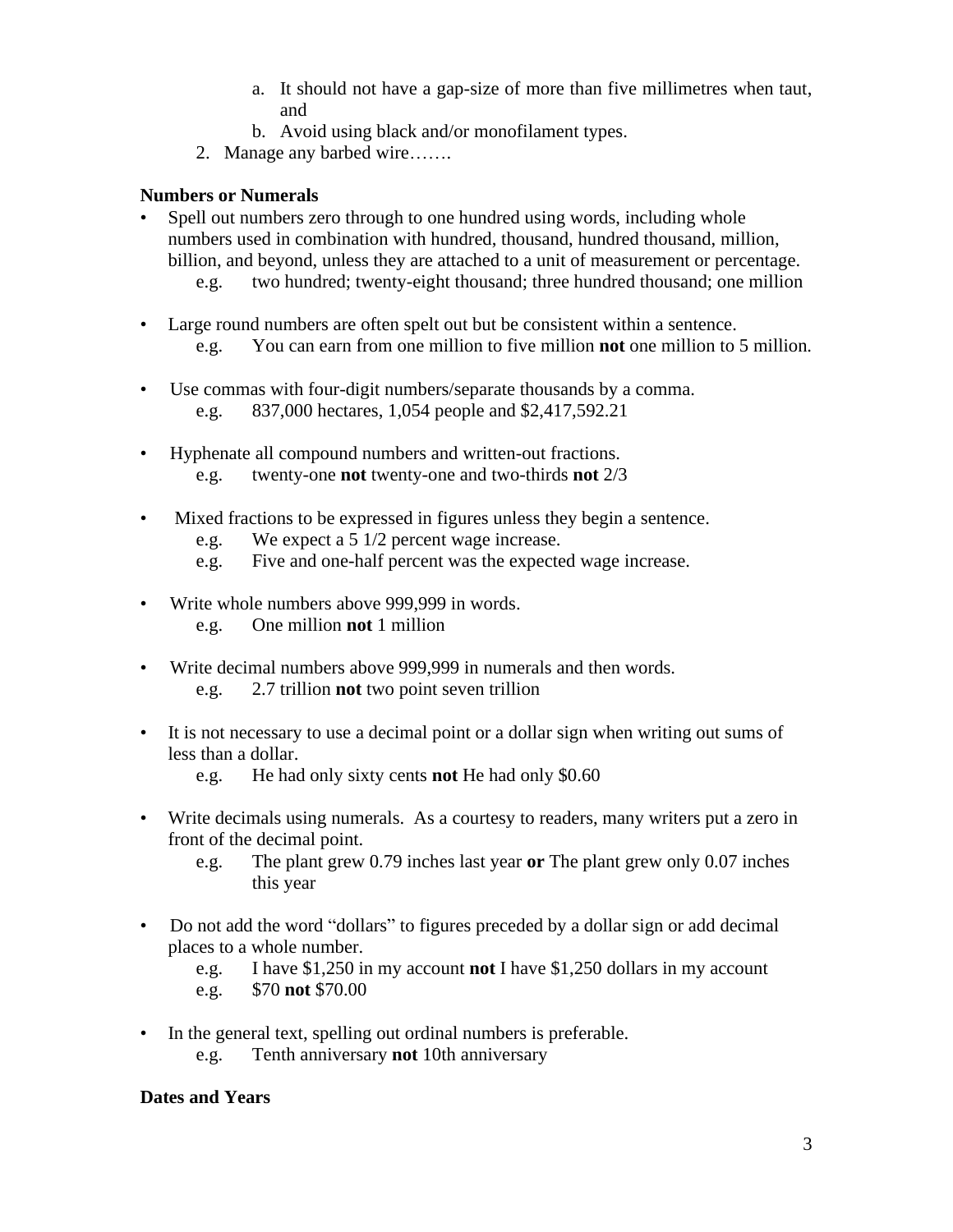a. It should not have a gap-size of more than five millimetres when taut, and
   b. Avoid using black and/or monofilament types.
2. Manage any barbed wire…….

**Numbers or Numerals**

- Spell out numbers zero through to one hundred using words, including whole numbers used in combination with hundred, thousand, hundred thousand, million, billion, and beyond, unless they are attached to a unit of measurement or percentage.
  - e.g. two hundred; twenty-eight thousand; three hundred thousand; one million

- Large round numbers are often spelt out but be consistent within a sentence.
  - e.g. You can earn from one million to five million **not** one million to 5 million.

- Use commas with four-digit numbers/separate thousands by a comma.
  - e.g. 837,000 hectares, 1,054 people and $2,417,592.21

- Hyphenate all compound numbers and written-out fractions.
  - e.g. twenty-one **not** twenty-one and two-thirds **not** 2/3

- Mixed fractions to be expressed in figures unless they begin a sentence.
  - e.g. We expect a 5 1/2 percent wage increase.
  - e.g. Five and one-half percent was the expected wage increase.

- Write whole numbers above 999,999 in words.
  - e.g. One million **not** 1 million

- Write decimal numbers above 999,999 in numerals and then words.
  - e.g. 2.7 trillion **not** two point seven trillion

- It is not necessary to use a decimal point or a dollar sign when writing out sums of less than a dollar.
  - e.g. He had only sixty cents **not** He had only $0.60

- Write decimals using numerals. As a courtesy to readers, many writers put a zero in front of the decimal point.
  - e.g. The plant grew 0.79 inches last year **or** The plant grew only 0.07 inches this year

- Do not add the word "dollars" to figures preceded by a dollar sign or add decimal places to a whole number.
  - e.g. I have $1,250 in my account **not** I have $1,250 dollars in my account
  - e.g. $70 **not** $70.00

- In the general text, spelling out ordinal numbers is preferable.
  - e.g. Tenth anniversary **not** 10th anniversary

**Dates and Years**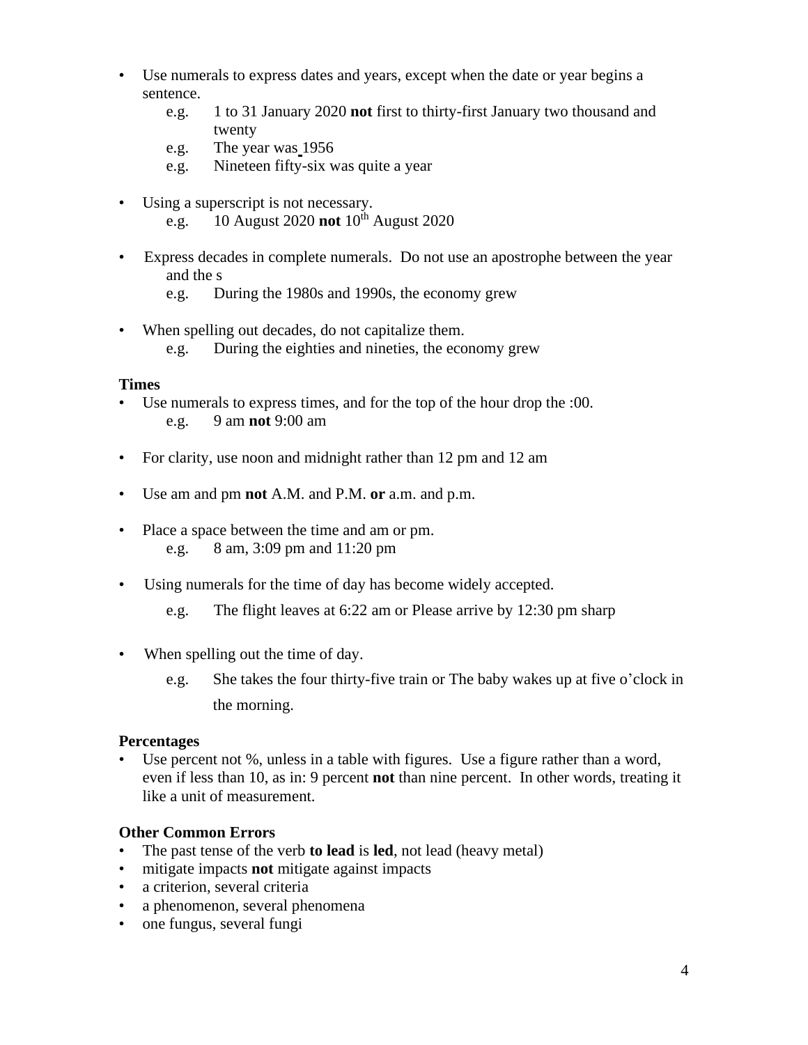- Use numerals to express dates and years, except when the date or year begins a sentence.
    - e.g. 1 to 31 January 2020 **not** first to thirty-first January two thousand and twenty
    - e.g. The year was 1956
    - e.g. Nineteen fifty-six was quite a year

- Using a superscript is not necessary.
    - e.g. 10 August 2020 **not** 10th August 2020

- Express decades in complete numerals. Do not use an apostrophe between the year and the s
    - e.g. During the 1980s and 1990s, the economy grew

- When spelling out decades, do not capitalize them.
    - e.g. During the eighties and nineties, the economy grew

**Times**

- Use numerals to express times, and for the top of the hour drop the :00.
    - e.g. 9 am **not** 9:00 am

- For clarity, use noon and midnight rather than 12 pm and 12 am

- Use am and pm **not** A.M. and P.M. **or** a.m. and p.m.

- Place a space between the time and am or pm.
    - e.g. 8 am, 3:09 pm and 11:20 pm

- Using numerals for the time of day has become widely accepted.
    - e.g. The flight leaves at 6:22 am or Please arrive by 12:30 pm sharp

- When spelling out the time of day.
    - e.g. She takes the four thirty-five train or The baby wakes up at five o'clock in the morning.

**Percentages**

- Use percent not %, unless in a table with figures. Use a figure rather than a word, even if less than 10, as in: 9 percent **not** than nine percent. In other words, treating it like a unit of measurement.

**Other Common Errors**

- The past tense of the verb **to lead** is **led**, not lead (heavy metal)
- mitigate impacts **not** mitigate against impacts
- a criterion, several criteria
- a phenomenon, several phenomena
- one fungus, several fungi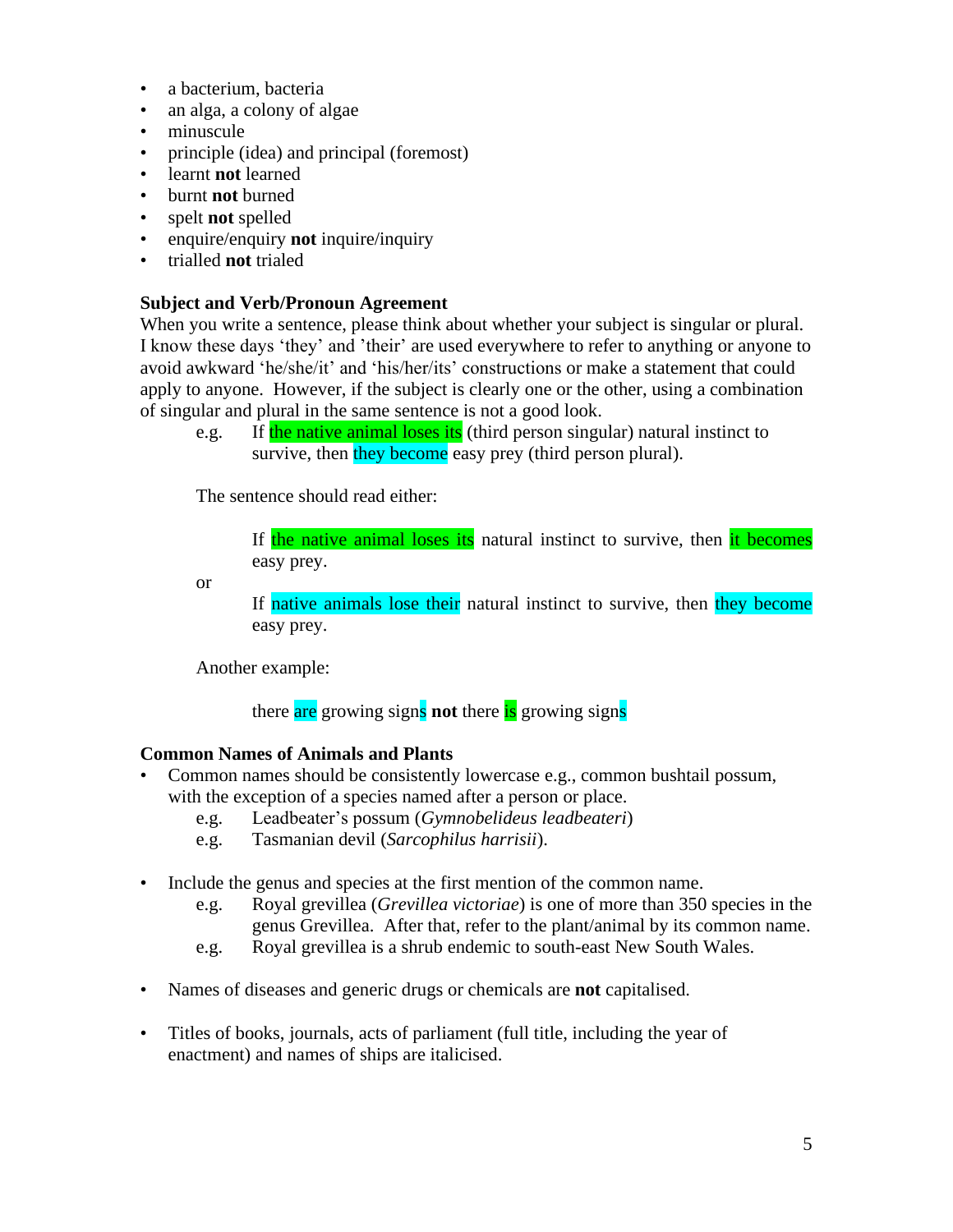- a bacterium, bacteria
- an alga, a colony of algae
- minuscule
- principle (idea) and principal (foremost)
- learnt **not** learned
- burnt **not** burned
- spelt **not** spelled
- enquire/enquiry **not** inquire/inquiry
- trialled **not** trialed

**Subject and Verb/Pronoun Agreement**

When you write a sentence, please think about whether your subject is singular or plural. I know these days 'they' and 'their' are used everywhere to refer to anything or anyone to avoid awkward 'he/she/it' and 'his/her/its' constructions or make a statement that could apply to anyone. However, if the subject is clearly one or the other, using a combination of singular and plural in the same sentence is not a good look.

> e.g. If the native animal loses its (third person singular) natural instinct to survive, then they become easy prey (third person plural).
>
> The sentence should read either:
>
> > If the native animal loses its natural instinct to survive, then it becomes easy prey.
>
> or
>
> > If native animals lose their natural instinct to survive, then they become easy prey.
>
> Another example:
>
> > there are growing signs **not** there is growing signs

**Common Names of Animals and Plants**

- Common names should be consistently lowercase e.g., common bushtail possum, with the exception of a species named after a person or place.
  - e.g. Leadbeater's possum (*Gymnobelideus leadbeateri*)
  - e.g. Tasmanian devil (*Sarcophilus harrisii*).
- Include the genus and species at the first mention of the common name.
  - e.g. Royal grevillea (*Grevillea victoriae*) is one of more than 350 species in the genus Grevillea. After that, refer to the plant/animal by its common name.
  - e.g. Royal grevillea is a shrub endemic to south-east New South Wales.
- Names of diseases and generic drugs or chemicals are **not** capitalised.
- Titles of books, journals, acts of parliament (full title, including the year of enactment) and names of ships are italicised.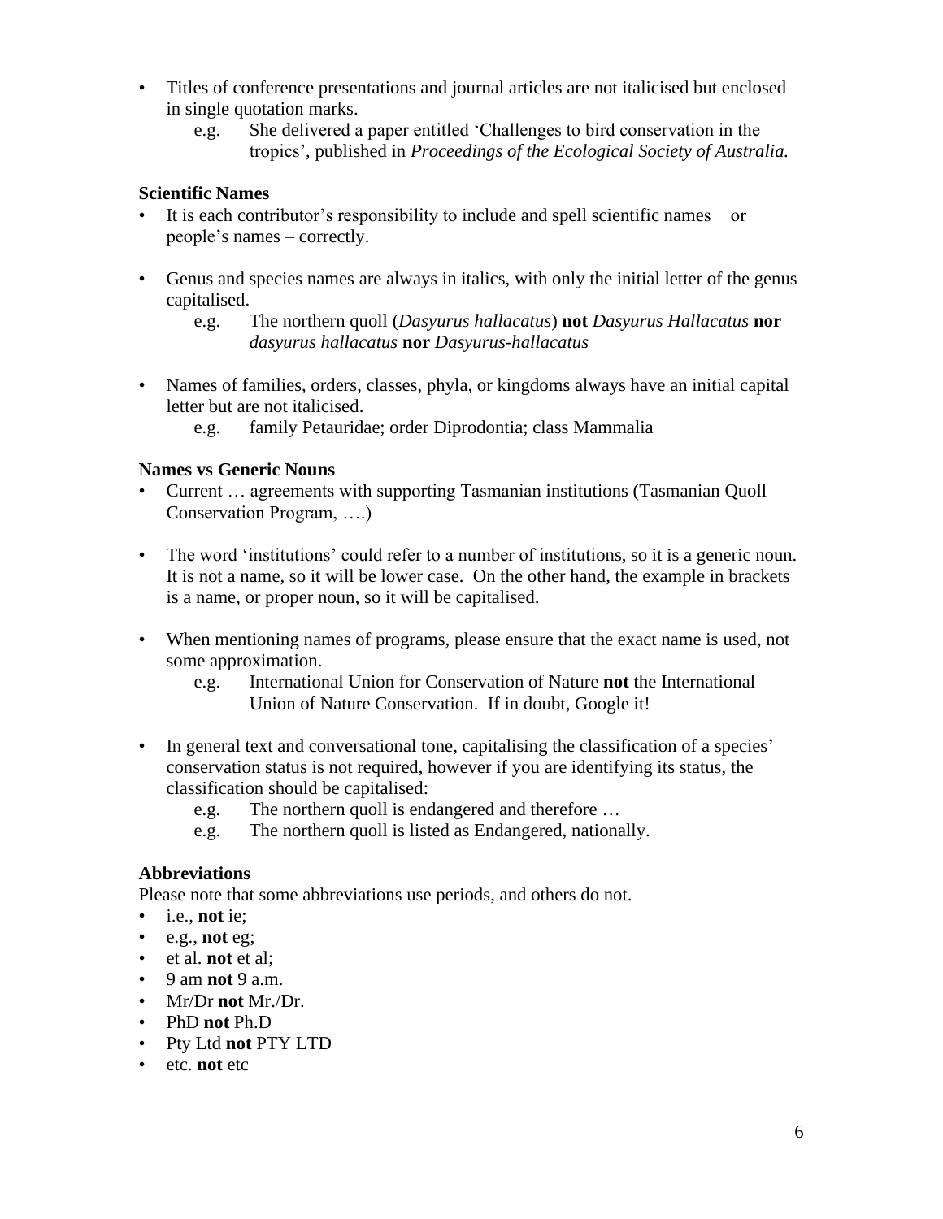- Titles of conference presentations and journal articles are not italicised but enclosed in single quotation marks.
    - e.g. She delivered a paper entitled ‘Challenges to bird conservation in the tropics’, published in *Proceedings of the Ecological Society of Australia.*

**Scientific Names**

- It is each contributor’s responsibility to include and spell scientific names − or people’s names – correctly.

- Genus and species names are always in italics, with only the initial letter of the genus capitalised.
    - e.g. The northern quoll (*Dasyurus hallacatus*) **not** *Dasyurus Hallacatus* **nor** *dasyurus hallacatus* **nor** *Dasyurus-hallacatus*

- Names of families, orders, classes, phyla, or kingdoms always have an initial capital letter but are not italicised.
    - e.g. family Petauridae; order Diprodontia; class Mammalia

**Names vs Generic Nouns**

- Current … agreements with supporting Tasmanian institutions (Tasmanian Quoll Conservation Program, ….)

- The word ‘institutions’ could refer to a number of institutions, so it is a generic noun. It is not a name, so it will be lower case. On the other hand, the example in brackets is a name, or proper noun, so it will be capitalised.

- When mentioning names of programs, please ensure that the exact name is used, not some approximation.
    - e.g. International Union for Conservation of Nature **not** the International Union of Nature Conservation. If in doubt, Google it!

- In general text and conversational tone, capitalising the classification of a species’ conservation status is not required, however if you are identifying its status, the classification should be capitalised:
    - e.g. The northern quoll is endangered and therefore …
    - e.g. The northern quoll is listed as Endangered, nationally.

**Abbreviations**

Please note that some abbreviations use periods, and others do not.

- i.e., **not** ie;
- e.g., **not** eg;
- et al. **not** et al;
- 9 am **not** 9 a.m.
- Mr/Dr **not** Mr./Dr.
- PhD **not** Ph.D
- Pty Ltd **not** PTY LTD
- etc. **not** etc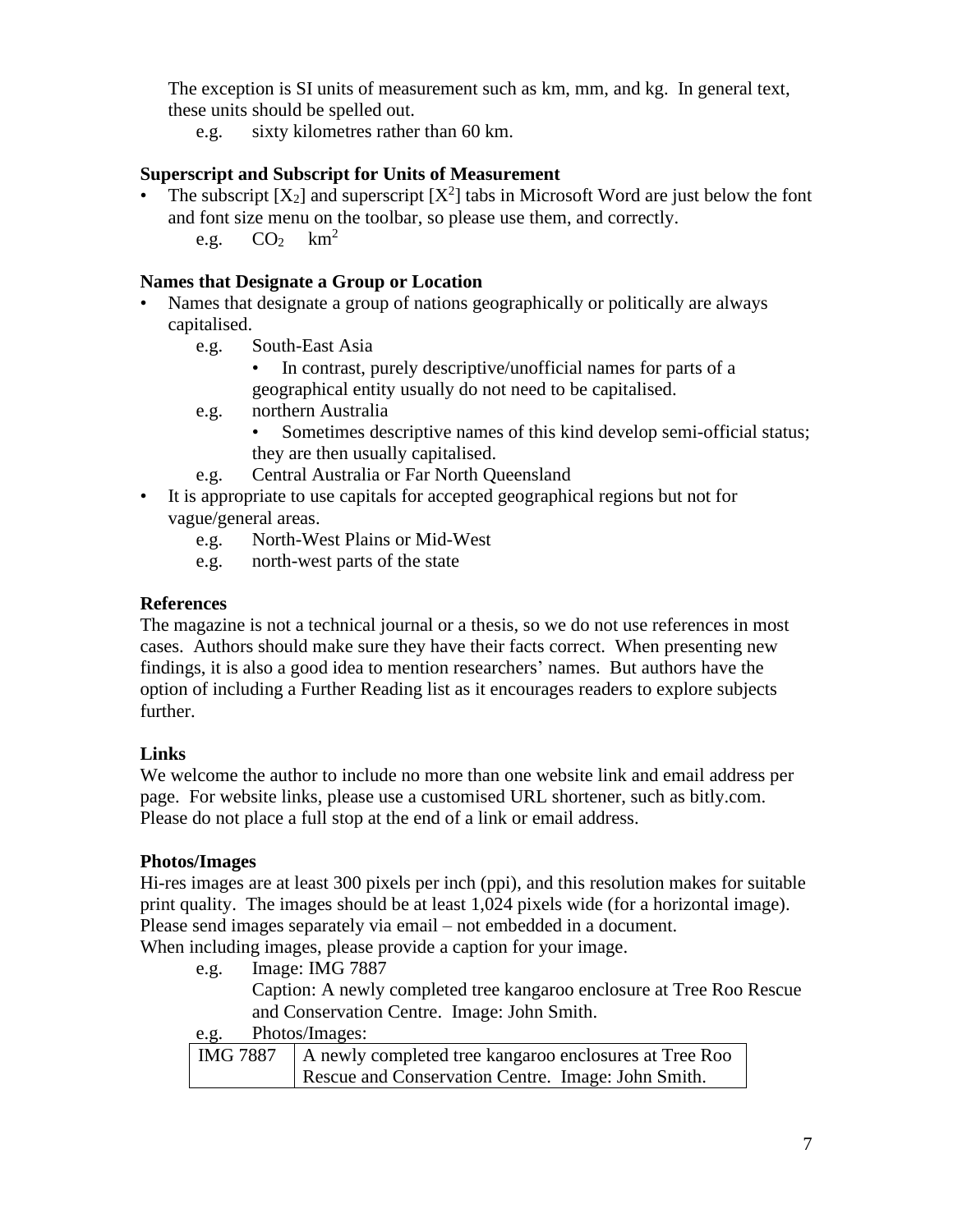The exception is SI units of measurement such as km, mm, and kg. In general text, these units should be spelled out.

e.g. sixty kilometres rather than 60 km.

**Superscript and Subscript for Units of Measurement**

- The subscript [$X_2$] and superscript [$X^2$] tabs in Microsoft Word are just below the font and font size menu on the toolbar, so please use them, and correctly.

  e.g. $CO_2$ $km^2$

**Names that Designate a Group or Location**

- Names that designate a group of nations geographically or politically are always capitalised.

  e.g. South-East Asia

  - In contrast, purely descriptive/unofficial names for parts of a geographical entity usually do not need to be capitalised.

  e.g. northern Australia

  - Sometimes descriptive names of this kind develop semi-official status; they are then usually capitalised.

  e.g. Central Australia or Far North Queensland

- It is appropriate to use capitals for accepted geographical regions but not for vague/general areas.

  e.g. North-West Plains or Mid-West

  e.g. north-west parts of the state

**References**

The magazine is not a technical journal or a thesis, so we do not use references in most cases. Authors should make sure they have their facts correct. When presenting new findings, it is also a good idea to mention researchers' names. But authors have the option of including a Further Reading list as it encourages readers to explore subjects further.

**Links**

We welcome the author to include no more than one website link and email address per page. For website links, please use a customised URL shortener, such as bitly.com. Please do not place a full stop at the end of a link or email address.

**Photos/Images**

Hi-res images are at least 300 pixels per inch (ppi), and this resolution makes for suitable print quality. The images should be at least 1,024 pixels wide (for a horizontal image). Please send images separately via email – not embedded in a document.

When including images, please provide a caption for your image.

e.g. Image: IMG 7887

Caption: A newly completed tree kangaroo enclosure at Tree Roo Rescue and Conservation Centre. Image: John Smith.

e.g. Photos/Images:

| | |
|---|---|
| IMG 7887 | A newly completed tree kangaroo enclosures at Tree Roo Rescue and Conservation Centre. Image: John Smith. |